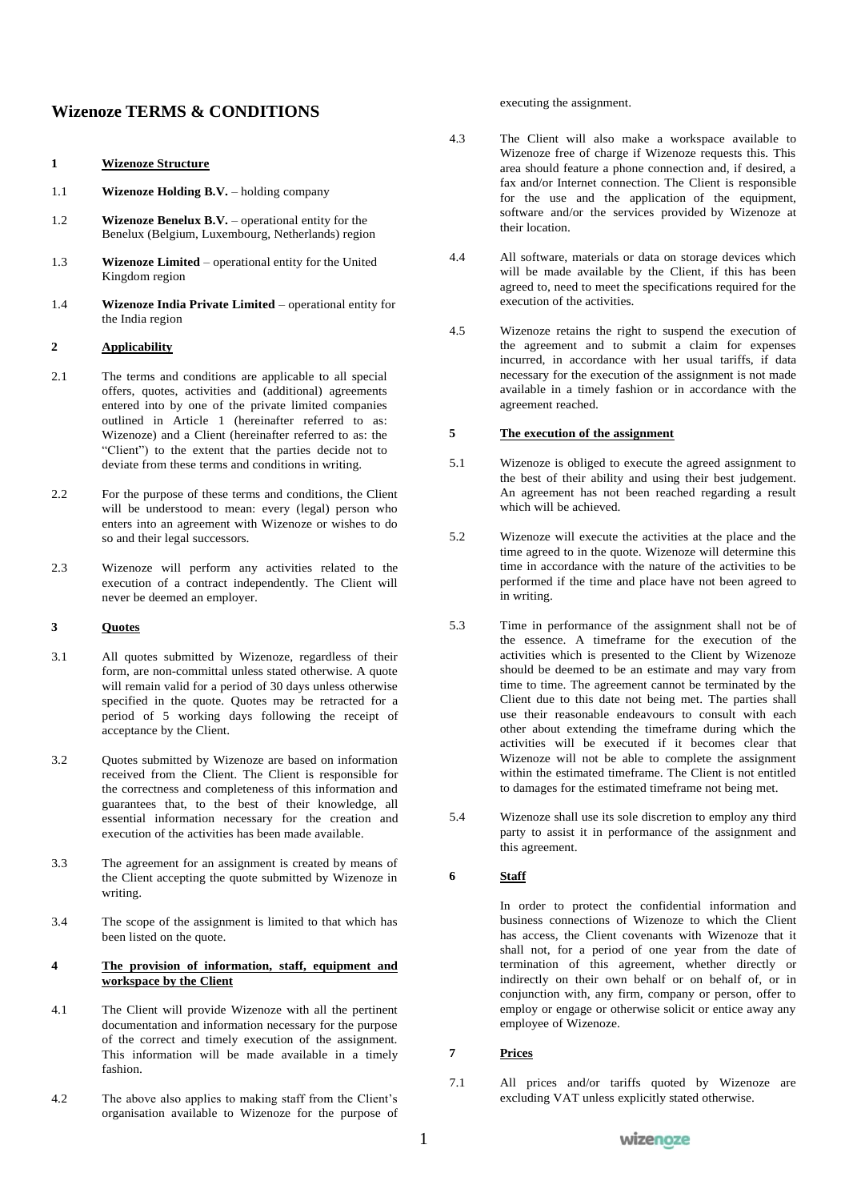# Wizenoze TERMS & CONDITIONS

## 1 Wizenoze Structure

1.1 **Wizenoze Holding B.V.** – holding company

1.2 **Wizenoze Benelux B.V.** – operational entity for the Benelux (Belgium, Luxembourg, Netherlands) region

1.3 **Wizenoze Limited** – operational entity for the United Kingdom region

1.4 **Wizenoze India Private Limited** – operational entity for the India region

## 2 Applicability

2.1 The terms and conditions are applicable to all special offers, quotes, activities and (additional) agreements entered into by one of the private limited companies outlined in Article 1 (hereinafter referred to as: Wizenoze) and a Client (hereinafter referred to as: the "Client") to the extent that the parties decide not to deviate from these terms and conditions in writing.

2.2 For the purpose of these terms and conditions, the Client will be understood to mean: every (legal) person who enters into an agreement with Wizenoze or wishes to do so and their legal successors.

2.3 Wizenoze will perform any activities related to the execution of a contract independently. The Client will never be deemed an employer.

## 3 Quotes

3.1 All quotes submitted by Wizenoze, regardless of their form, are non-committal unless stated otherwise. A quote will remain valid for a period of 30 days unless otherwise specified in the quote. Quotes may be retracted for a period of 5 working days following the receipt of acceptance by the Client.

3.2 Quotes submitted by Wizenoze are based on information received from the Client. The Client is responsible for the correctness and completeness of this information and guarantees that, to the best of their knowledge, all essential information necessary for the creation and execution of the activities has been made available.

3.3 The agreement for an assignment is created by means of the Client accepting the quote submitted by Wizenoze in writing.

3.4 The scope of the assignment is limited to that which has been listed on the quote.

## 4 The provision of information, staff, equipment and workspace by the Client

4.1 The Client will provide Wizenoze with all the pertinent documentation and information necessary for the purpose of the correct and timely execution of the assignment. This information will be made available in a timely fashion.

4.2 The above also applies to making staff from the Client's organisation available to Wizenoze for the purpose of executing the assignment.

4.3 The Client will also make a workspace available to Wizenoze free of charge if Wizenoze requests this. This area should feature a phone connection and, if desired, a fax and/or Internet connection. The Client is responsible for the use and the application of the equipment, software and/or the services provided by Wizenoze at their location.

4.4 All software, materials or data on storage devices which will be made available by the Client, if this has been agreed to, need to meet the specifications required for the execution of the activities.

4.5 Wizenoze retains the right to suspend the execution of the agreement and to submit a claim for expenses incurred, in accordance with her usual tariffs, if data necessary for the execution of the assignment is not made available in a timely fashion or in accordance with the agreement reached.

## 5 The execution of the assignment

5.1 Wizenoze is obliged to execute the agreed assignment to the best of their ability and using their best judgement. An agreement has not been reached regarding a result which will be achieved.

5.2 Wizenoze will execute the activities at the place and the time agreed to in the quote. Wizenoze will determine this time in accordance with the nature of the activities to be performed if the time and place have not been agreed to in writing.

5.3 Time in performance of the assignment shall not be of the essence. A timeframe for the execution of the activities which is presented to the Client by Wizenoze should be deemed to be an estimate and may vary from time to time. The agreement cannot be terminated by the Client due to this date not being met. The parties shall use their reasonable endeavours to consult with each other about extending the timeframe during which the activities will be executed if it becomes clear that Wizenoze will not be able to complete the assignment within the estimated timeframe. The Client is not entitled to damages for the estimated timeframe not being met.

5.4 Wizenoze shall use its sole discretion to employ any third party to assist it in performance of the assignment and this agreement.

## 6 Staff

In order to protect the confidential information and business connections of Wizenoze to which the Client has access, the Client covenants with Wizenoze that it shall not, for a period of one year from the date of termination of this agreement, whether directly or indirectly on their own behalf or on behalf of, or in conjunction with, any firm, company or person, offer to employ or engage or otherwise solicit or entice away any employee of Wizenoze.

## 7 Prices

7.1 All prices and/or tariffs quoted by Wizenoze are excluding VAT unless explicitly stated otherwise.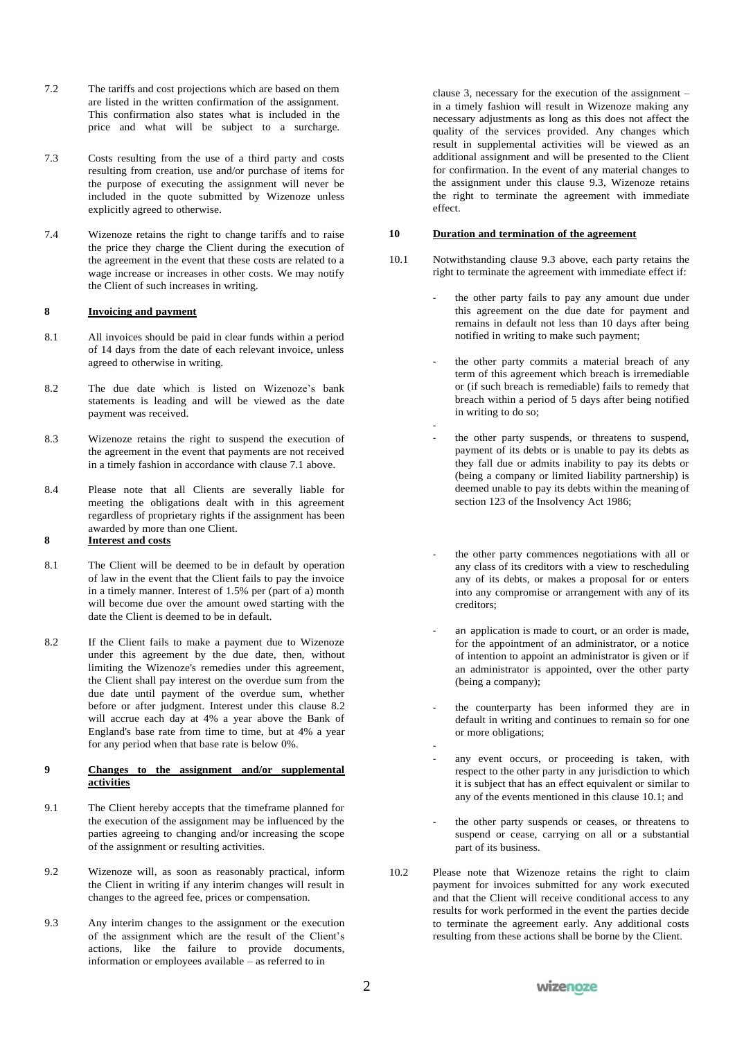7.2 The tariffs and cost projections which are based on them are listed in the written confirmation of the assignment. This confirmation also states what is included in the price and what will be subject to a surcharge.

7.3 Costs resulting from the use of a third party and costs resulting from creation, use and/or purchase of items for the purpose of executing the assignment will never be included in the quote submitted by Wizenoze unless explicitly agreed to otherwise.

7.4 Wizenoze retains the right to change tariffs and to raise the price they charge the Client during the execution of the agreement in the event that these costs are related to a wage increase or increases in other costs. We may notify the Client of such increases in writing.

**8 Invoicing and payment**

8.1 All invoices should be paid in clear funds within a period of 14 days from the date of each relevant invoice, unless agreed to otherwise in writing.

8.2 The due date which is listed on Wizenoze's bank statements is leading and will be viewed as the date payment was received.

8.3 Wizenoze retains the right to suspend the execution of the agreement in the event that payments are not received in a timely fashion in accordance with clause 7.1 above.

8.4 Please note that all Clients are severally liable for meeting the obligations dealt with in this agreement regardless of proprietary rights if the assignment has been awarded by more than one Client.

**8 Interest and costs**

8.1 The Client will be deemed to be in default by operation of law in the event that the Client fails to pay the invoice in a timely manner. Interest of 1.5% per (part of a) month will become due over the amount owed starting with the date the Client is deemed to be in default.

8.2 If the Client fails to make a payment due to Wizenoze under this agreement by the due date, then, without limiting the Wizenoze's remedies under this agreement, the Client shall pay interest on the overdue sum from the due date until payment of the overdue sum, whether before or after judgment. Interest under this clause 8.2 will accrue each day at 4% a year above the Bank of England's base rate from time to time, but at 4% a year for any period when that base rate is below 0%.

**9 Changes to the assignment and/or supplemental activities**

9.1 The Client hereby accepts that the timeframe planned for the execution of the assignment may be influenced by the parties agreeing to changing and/or increasing the scope of the assignment or resulting activities.

9.2 Wizenoze will, as soon as reasonably practical, inform the Client in writing if any interim changes will result in changes to the agreed fee, prices or compensation.

9.3 Any interim changes to the assignment or the execution of the assignment which are the result of the Client's actions, like the failure to provide documents, information or employees available – as referred to in clause 3, necessary for the execution of the assignment – in a timely fashion will result in Wizenoze making any necessary adjustments as long as this does not affect the quality of the services provided. Any changes which result in supplemental activities will be viewed as an additional assignment and will be presented to the Client for confirmation. In the event of any material changes to the assignment under this clause 9.3, Wizenoze retains the right to terminate the agreement with immediate effect.

**10 Duration and termination of the agreement**

10.1 Notwithstanding clause 9.3 above, each party retains the right to terminate the agreement with immediate effect if:

- the other party fails to pay any amount due under this agreement on the due date for payment and remains in default not less than 10 days after being notified in writing to make such payment;
- the other party commits a material breach of any term of this agreement which breach is irremediable or (if such breach is remediable) fails to remedy that breach within a period of 5 days after being notified in writing to do so;
- the other party suspends, or threatens to suspend, payment of its debts or is unable to pay its debts as they fall due or admits inability to pay its debts or (being a company or limited liability partnership) is deemed unable to pay its debts within the meaning of section 123 of the Insolvency Act 1986;
- the other party commences negotiations with all or any class of its creditors with a view to rescheduling any of its debts, or makes a proposal for or enters into any compromise or arrangement with any of its creditors;
- an application is made to court, or an order is made, for the appointment of an administrator, or a notice of intention to appoint an administrator is given or if an administrator is appointed, over the other party (being a company);
- the counterparty has been informed they are in default in writing and continues to remain so for one or more obligations;
- any event occurs, or proceeding is taken, with respect to the other party in any jurisdiction to which it is subject that has an effect equivalent or similar to any of the events mentioned in this clause 10.1; and
- the other party suspends or ceases, or threatens to suspend or cease, carrying on all or a substantial part of its business.

10.2 Please note that Wizenoze retains the right to claim payment for invoices submitted for any work executed and that the Client will receive conditional access to any results for work performed in the event the parties decide to terminate the agreement early. Any additional costs resulting from these actions shall be borne by the Client.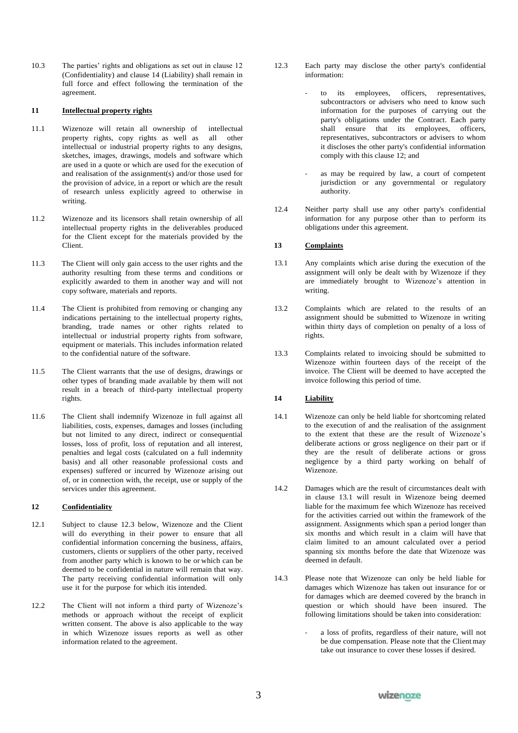10.3 The parties' rights and obligations as set out in clause 12 (Confidentiality) and clause 14 (Liability) shall remain in full force and effect following the termination of the agreement.

## 11 Intellectual property rights

11.1 Wizenoze will retain all ownership of intellectual property rights, copy rights as well as all other intellectual or industrial property rights to any designs, sketches, images, drawings, models and software which are used in a quote or which are used for the execution of and realisation of the assignment(s) and/or those used for the provision of advice, in a report or which are the result of research unless explicitly agreed to otherwise in writing.

11.2 Wizenoze and its licensors shall retain ownership of all intellectual property rights in the deliverables produced for the Client except for the materials provided by the Client.

11.3 The Client will only gain access to the user rights and the authority resulting from these terms and conditions or explicitly awarded to them in another way and will not copy software, materials and reports.

11.4 The Client is prohibited from removing or changing any indications pertaining to the intellectual property rights, branding, trade names or other rights related to intellectual or industrial property rights from software, equipment or materials. This includes information related to the confidential nature of the software.

11.5 The Client warrants that the use of designs, drawings or other types of branding made available by them will not result in a breach of third-party intellectual property rights.

11.6 The Client shall indemnify Wizenoze in full against all liabilities, costs, expenses, damages and losses (including but not limited to any direct, indirect or consequential losses, loss of profit, loss of reputation and all interest, penalties and legal costs (calculated on a full indemnity basis) and all other reasonable professional costs and expenses) suffered or incurred by Wizenoze arising out of, or in connection with, the receipt, use or supply of the services under this agreement.

## 12 Confidentiality

12.1 Subject to clause 12.3 below, Wizenoze and the Client will do everything in their power to ensure that all confidential information concerning the business, affairs, customers, clients or suppliers of the other party, received from another party which is known to be or which can be deemed to be confidential in nature will remain that way. The party receiving confidential information will only use it for the purpose for which itis intended.

12.2 The Client will not inform a third party of Wizenoze's methods or approach without the receipt of explicit written consent. The above is also applicable to the way in which Wizenoze issues reports as well as other information related to the agreement.

12.3 Each party may disclose the other party's confidential information:

- to its employees, officers, representatives, subcontractors or advisers who need to know such information for the purposes of carrying out the party's obligations under the Contract. Each party shall ensure that its employees, officers, representatives, subcontractors or advisers to whom it discloses the other party's confidential information comply with this clause 12; and
- as may be required by law, a court of competent jurisdiction or any governmental or regulatory authority.

12.4 Neither party shall use any other party's confidential information for any purpose other than to perform its obligations under this agreement.

## 13 Complaints

13.1 Any complaints which arise during the execution of the assignment will only be dealt with by Wizenoze if they are immediately brought to Wizenoze's attention in writing.

13.2 Complaints which are related to the results of an assignment should be submitted to Wizenoze in writing within thirty days of completion on penalty of a loss of rights.

13.3 Complaints related to invoicing should be submitted to Wizenoze within fourteen days of the receipt of the invoice. The Client will be deemed to have accepted the invoice following this period of time.

## 14 Liability

14.1 Wizenoze can only be held liable for shortcoming related to the execution of and the realisation of the assignment to the extent that these are the result of Wizenoze's deliberate actions or gross negligence on their part or if they are the result of deliberate actions or gross negligence by a third party working on behalf of Wizenoze.

14.2 Damages which are the result of circumstances dealt with in clause 13.1 will result in Wizenoze being deemed liable for the maximum fee which Wizenoze has received for the activities carried out within the framework of the assignment. Assignments which span a period longer than six months and which result in a claim will have that claim limited to an amount calculated over a period spanning six months before the date that Wizenoze was deemed in default.

14.3 Please note that Wizenoze can only be held liable for damages which Wizenoze has taken out insurance for or for damages which are deemed covered by the branch in question or which should have been insured. The following limitations should be taken into consideration:

- a loss of profits, regardless of their nature, will not be due compensation. Please note that the Client may take out insurance to cover these losses if desired.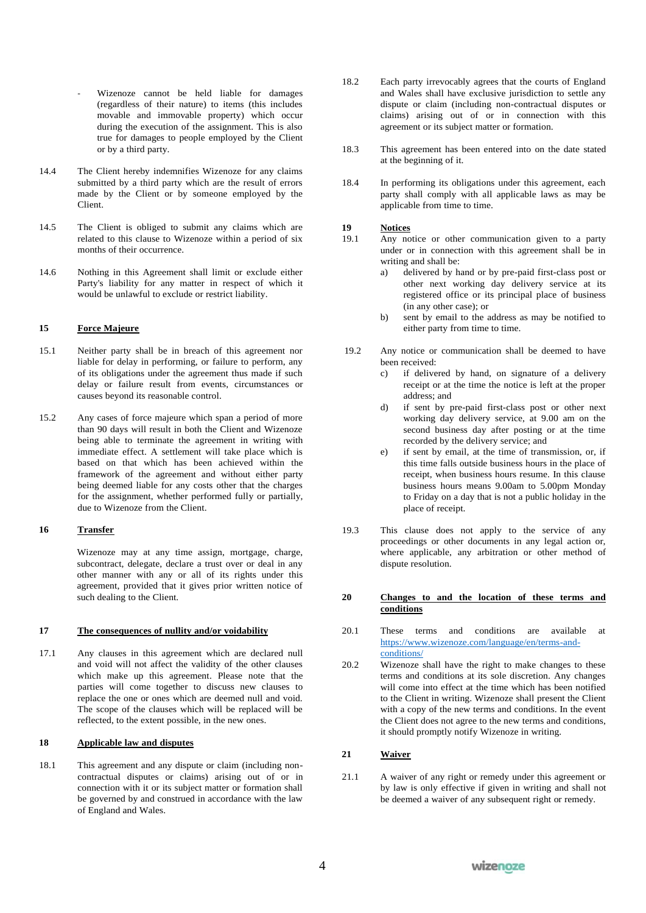- Wizenoze cannot be held liable for damages (regardless of their nature) to items (this includes movable and immovable property) which occur during the execution of the assignment. This is also true for damages to people employed by the Client or by a third party.

14.4 The Client hereby indemnifies Wizenoze for any claims submitted by a third party which are the result of errors made by the Client or by someone employed by the Client.

14.5 The Client is obliged to submit any claims which are related to this clause to Wizenoze within a period of six months of their occurrence.

14.6 Nothing in this Agreement shall limit or exclude either Party's liability for any matter in respect of which it would be unlawful to exclude or restrict liability.

## 15 Force Majeure

15.1 Neither party shall be in breach of this agreement nor liable for delay in performing, or failure to perform, any of its obligations under the agreement thus made if such delay or failure result from events, circumstances or causes beyond its reasonable control.

15.2 Any cases of force majeure which span a period of more than 90 days will result in both the Client and Wizenoze being able to terminate the agreement in writing with immediate effect. A settlement will take place which is based on that which has been achieved within the framework of the agreement and without either party being deemed liable for any costs other that the charges for the assignment, whether performed fully or partially, due to Wizenoze from the Client.

## 16 Transfer

Wizenoze may at any time assign, mortgage, charge, subcontract, delegate, declare a trust over or deal in any other manner with any or all of its rights under this agreement, provided that it gives prior written notice of such dealing to the Client.

## 17 The consequences of nullity and/or voidability

17.1 Any clauses in this agreement which are declared null and void will not affect the validity of the other clauses which make up this agreement. Please note that the parties will come together to discuss new clauses to replace the one or ones which are deemed null and void. The scope of the clauses which will be replaced will be reflected, to the extent possible, in the new ones.

## 18 Applicable law and disputes

18.1 This agreement and any dispute or claim (including non-contractual disputes or claims) arising out of or in connection with it or its subject matter or formation shall be governed by and construed in accordance with the law of England and Wales.

18.2 Each party irrevocably agrees that the courts of England and Wales shall have exclusive jurisdiction to settle any dispute or claim (including non-contractual disputes or claims) arising out of or in connection with this agreement or its subject matter or formation.

18.3 This agreement has been entered into on the date stated at the beginning of it.

18.4 In performing its obligations under this agreement, each party shall comply with all applicable laws as may be applicable from time to time.

## 19 Notices

19.1 Any notice or other communication given to a party under or in connection with this agreement shall be in writing and shall be:

a) delivered by hand or by pre-paid first-class post or other next working day delivery service at its registered office or its principal place of business (in any other case); or

b) sent by email to the address as may be notified to either party from time to time.

19.2 Any notice or communication shall be deemed to have been received:

c) if delivered by hand, on signature of a delivery receipt or at the time the notice is left at the proper address; and

d) if sent by pre-paid first-class post or other next working day delivery service, at 9.00 am on the second business day after posting or at the time recorded by the delivery service; and

e) if sent by email, at the time of transmission, or, if this time falls outside business hours in the place of receipt, when business hours resume. In this clause business hours means 9.00am to 5.00pm Monday to Friday on a day that is not a public holiday in the place of receipt.

19.3 This clause does not apply to the service of any proceedings or other documents in any legal action or, where applicable, any arbitration or other method of dispute resolution.

## 20 Changes to and the location of these terms and conditions

20.1 These terms and conditions are available at https://www.wizenoze.com/language/en/terms-and-conditions/

20.2 Wizenoze shall have the right to make changes to these terms and conditions at its sole discretion. Any changes will come into effect at the time which has been notified to the Client in writing. Wizenoze shall present the Client with a copy of the new terms and conditions. In the event the Client does not agree to the new terms and conditions, it should promptly notify Wizenoze in writing.

## 21 Waiver

21.1 A waiver of any right or remedy under this agreement or by law is only effective if given in writing and shall not be deemed a waiver of any subsequent right or remedy.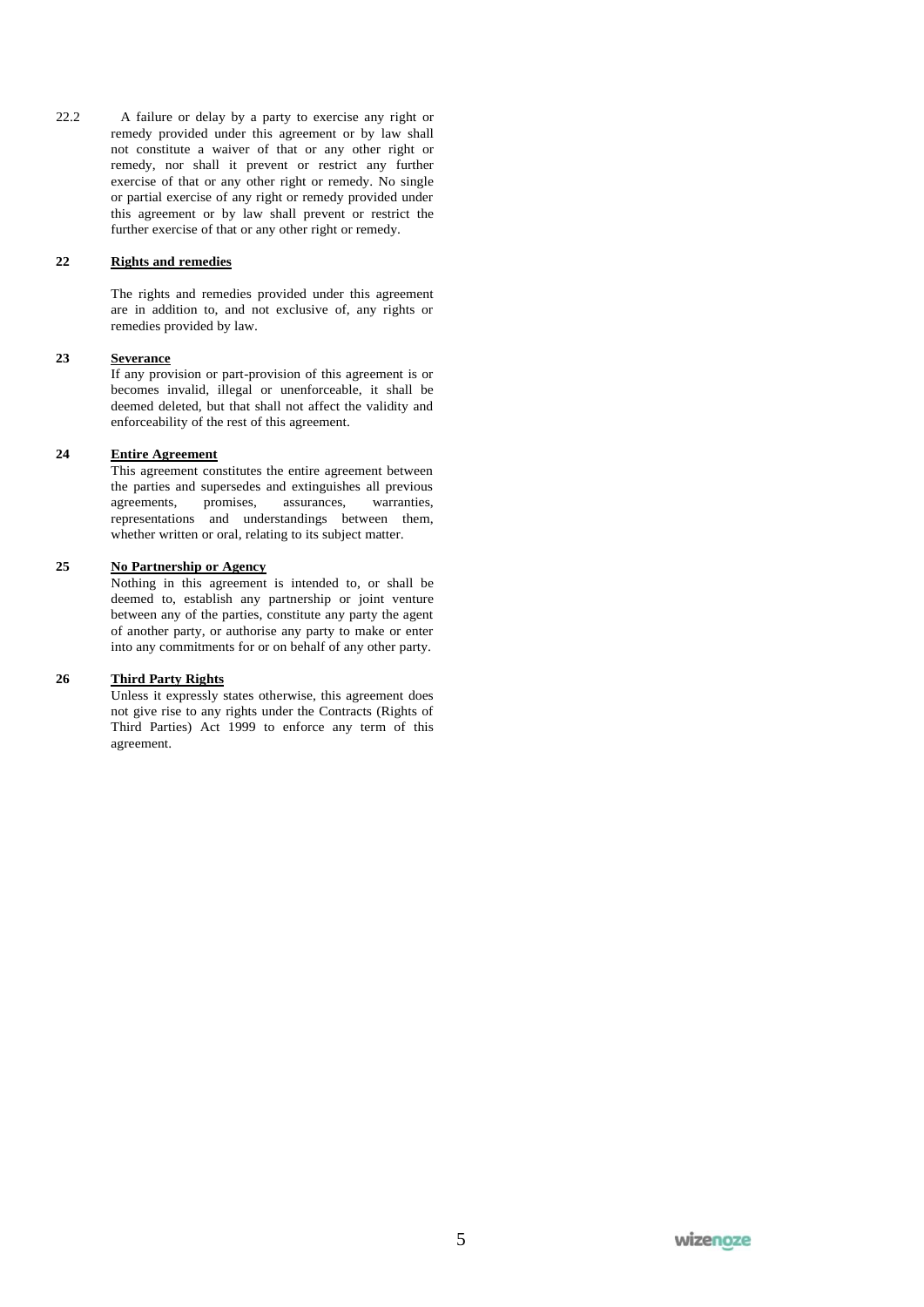22.2 A failure or delay by a party to exercise any right or remedy provided under this agreement or by law shall not constitute a waiver of that or any other right or remedy, nor shall it prevent or restrict any further exercise of that or any other right or remedy. No single or partial exercise of any right or remedy provided under this agreement or by law shall prevent or restrict the further exercise of that or any other right or remedy.

**22 Rights and remedies**

The rights and remedies provided under this agreement are in addition to, and not exclusive of, any rights or remedies provided by law.

**23 Severance**

If any provision or part-provision of this agreement is or becomes invalid, illegal or unenforceable, it shall be deemed deleted, but that shall not affect the validity and enforceability of the rest of this agreement.

**24 Entire Agreement**

This agreement constitutes the entire agreement between the parties and supersedes and extinguishes all previous agreements, promises, assurances, warranties, representations and understandings between them, whether written or oral, relating to its subject matter.

**25 No Partnership or Agency**

Nothing in this agreement is intended to, or shall be deemed to, establish any partnership or joint venture between any of the parties, constitute any party the agent of another party, or authorise any party to make or enter into any commitments for or on behalf of any other party.

**26 Third Party Rights**

Unless it expressly states otherwise, this agreement does not give rise to any rights under the Contracts (Rights of Third Parties) Act 1999 to enforce any term of this agreement.